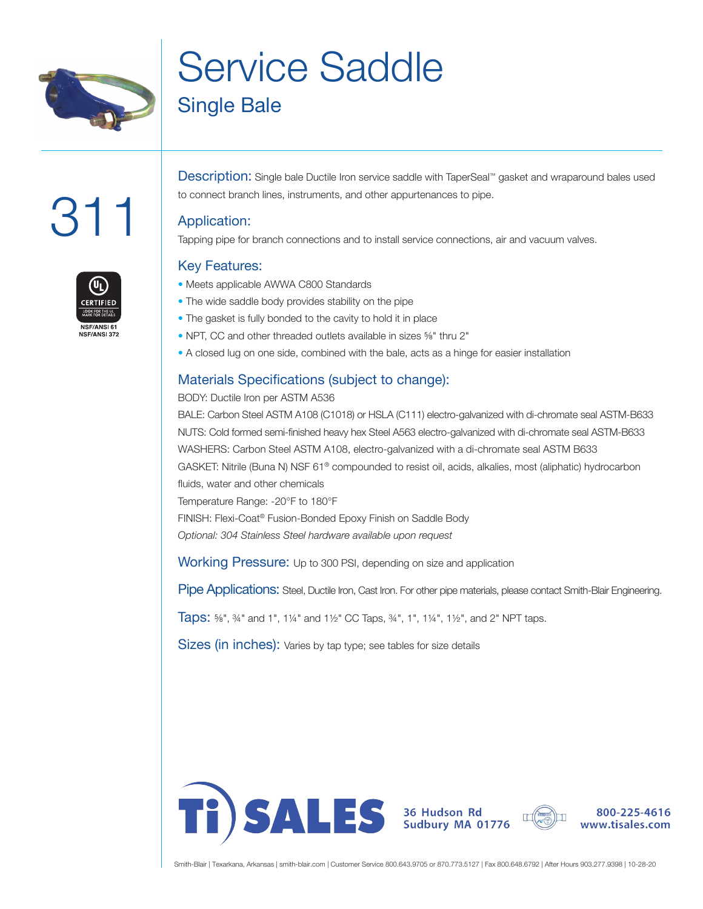# Service Saddle

## Single Bale

311

CERTIFIED
NSF/ANSI 61
NSF/ANSI 372

**Description:** Single bale Ductile Iron service saddle with TaperSeal™ gasket and wraparound bales used to connect branch lines, instruments, and other appurtenances to pipe.

### Application:

Tapping pipe for branch connections and to install service connections, air and vacuum valves.

### Key Features:

- Meets applicable AWWA C800 Standards
- The wide saddle body provides stability on the pipe
- The gasket is fully bonded to the cavity to hold it in place
- NPT, CC and other threaded outlets available in sizes ⅝" thru 2"
- A closed lug on one side, combined with the bale, acts as a hinge for easier installation

### Materials Specifications (subject to change):

BODY: Ductile Iron per ASTM A536

BALE: Carbon Steel ASTM A108 (C1018) or HSLA (C111) electro-galvanized with di-chromate seal ASTM-B633

NUTS: Cold formed semi-finished heavy hex Steel A563 electro-galvanized with di-chromate seal ASTM-B633

WASHERS: Carbon Steel ASTM A108, electro-galvanized with a di-chromate seal ASTM B633

GASKET: Nitrile (Buna N) NSF 61® compounded to resist oil, acids, alkalies, most (aliphatic) hydrocarbon fluids, water and other chemicals

Temperature Range: -20°F to 180°F

FINISH: Flexi-Coat® Fusion-Bonded Epoxy Finish on Saddle Body

*Optional: 304 Stainless Steel hardware available upon request*

**Working Pressure:** Up to 300 PSI, depending on size and application

**Pipe Applications:** Steel, Ductile Iron, Cast Iron. For other pipe materials, please contact Smith-Blair Engineering.

**Taps:** ⅝", ¾" and 1", 1¼" and 1½" CC Taps, ¾", 1", 1¼", 1½", and 2" NPT taps.

**Sizes (in inches):** Varies by tap type; see tables for size details

Ti SALES
36 Hudson Rd
Sudbury MA 01776
800-225-4616
www.tisales.com

Smith-Blair | Texarkana, Arkansas | smith-blair.com | Customer Service 800.643.9705 or 870.773.5127 | Fax 800.648.6792 | After Hours 903.277.9398 | 10-28-20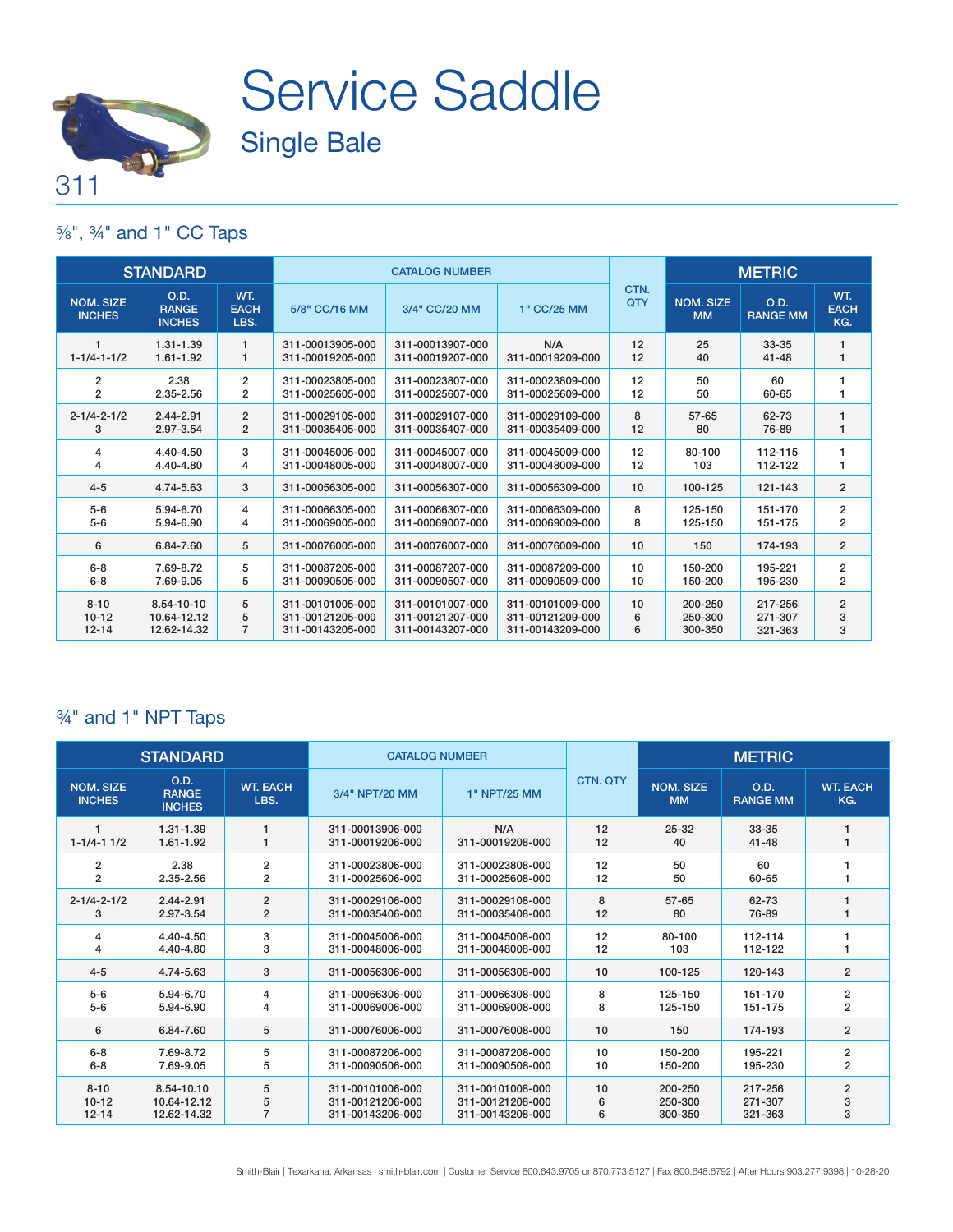311

# Service Saddle

## Single Bale

### ⅝", ¾" and 1" CC Taps

| STANDARD | | | CATALOG NUMBER | | | CTN. QTY | METRIC | | |
|---|---|---|---|---|---|---|---|---|---|
| NOM. SIZE INCHES | O.D. RANGE INCHES | WT. EACH LBS. | 5/8" CC/16 MM | 3/4" CC/20 MM | 1" CC/25 MM | | NOM. SIZE MM | O.D. RANGE MM | WT. EACH KG. |
| 1<br>1-1/4-1-1/2 | 1.31-1.39<br>1.61-1.92 | 1<br>1 | 311-00013905-000<br>311-00019205-000 | 311-00013907-000<br>311-00019207-000 | N/A<br>311-00019209-000 | 12<br>12 | 25<br>40 | 33-35<br>41-48 | 1<br>1 |
| 2<br>2 | 2.38<br>2.35-2.56 | 2<br>2 | 311-00023805-000<br>311-00025605-000 | 311-00023807-000<br>311-00025607-000 | 311-00023809-000<br>311-00025609-000 | 12<br>12 | 50<br>50 | 60<br>60-65 | 1<br>1 |
| 2-1/4-2-1/2<br>3 | 2.44-2.91<br>2.97-3.54 | 2<br>2 | 311-00029105-000<br>311-00035405-000 | 311-00029107-000<br>311-00035407-000 | 311-00029109-000<br>311-00035409-000 | 8<br>12 | 57-65<br>80 | 62-73<br>76-89 | 1<br>1 |
| 4<br>4 | 4.40-4.50<br>4.40-4.80 | 3<br>4 | 311-00045005-000<br>311-00048005-000 | 311-00045007-000<br>311-00048007-000 | 311-00045009-000<br>311-00048009-000 | 12<br>12 | 80-100<br>103 | 112-115<br>112-122 | 1<br>1 |
| 4-5 | 4.74-5.63 | 3 | 311-00056305-000 | 311-00056307-000 | 311-00056309-000 | 10 | 100-125 | 121-143 | 2 |
| 5-6<br>5-6 | 5.94-6.70<br>5.94-6.90 | 4<br>4 | 311-00066305-000<br>311-00069005-000 | 311-00066307-000<br>311-00069007-000 | 311-00066309-000<br>311-00069009-000 | 8<br>8 | 125-150<br>125-150 | 151-170<br>151-175 | 2<br>2 |
| 6 | 6.84-7.60 | 5 | 311-00076005-000 | 311-00076007-000 | 311-00076009-000 | 10 | 150 | 174-193 | 2 |
| 6-8<br>6-8 | 7.69-8.72<br>7.69-9.05 | 5<br>5 | 311-00087205-000<br>311-00090505-000 | 311-00087207-000<br>311-00090507-000 | 311-00087209-000<br>311-00090509-000 | 10<br>10 | 150-200<br>150-200 | 195-221<br>195-230 | 2<br>2 |
| 8-10<br>10-12<br>12-14 | 8.54-10-10<br>10.64-12.12<br>12.62-14.32 | 5<br>5<br>7 | 311-00101005-000<br>311-00121205-000<br>311-00143205-000 | 311-00101007-000<br>311-00121207-000<br>311-00143207-000 | 311-00101009-000<br>311-00121209-000<br>311-00143209-000 | 10<br>6<br>6 | 200-250<br>250-300<br>300-350 | 217-256<br>271-307<br>321-363 | 2<br>3<br>3 |

### ¾" and 1" NPT Taps

| STANDARD | | | CATALOG NUMBER | | CTN. QTY | METRIC | | |
|---|---|---|---|---|---|---|---|---|
| NOM. SIZE INCHES | O.D. RANGE INCHES | WT. EACH LBS. | 3/4" NPT/20 MM | 1" NPT/25 MM | | NOM. SIZE MM | O.D. RANGE MM | WT. EACH KG. |
| 1<br>1-1/4-1 1/2 | 1.31-1.39<br>1.61-1.92 | 1<br>1 | 311-00013906-000<br>311-00019206-000 | N/A<br>311-00019208-000 | 12<br>12 | 25-32<br>40 | 33-35<br>41-48 | 1<br>1 |
| 2<br>2 | 2.38<br>2.35-2.56 | 2<br>2 | 311-00023806-000<br>311-00025606-000 | 311-00023808-000<br>311-00025608-000 | 12<br>12 | 50<br>50 | 60<br>60-65 | 1<br>1 |
| 2-1/4-2-1/2<br>3 | 2.44-2.91<br>2.97-3.54 | 2<br>2 | 311-00029106-000<br>311-00035406-000 | 311-00029108-000<br>311-00035408-000 | 8<br>12 | 57-65<br>80 | 62-73<br>76-89 | 1<br>1 |
| 4<br>4 | 4.40-4.50<br>4.40-4.80 | 3<br>3 | 311-00045006-000<br>311-00048006-000 | 311-00045008-000<br>311-00048008-000 | 12<br>12 | 80-100<br>103 | 112-114<br>112-122 | 1<br>1 |
| 4-5 | 4.74-5.63 | 3 | 311-00056306-000 | 311-00056308-000 | 10 | 100-125 | 120-143 | 2 |
| 5-6<br>5-6 | 5.94-6.70<br>5.94-6.90 | 4<br>4 | 311-00066306-000<br>311-00069006-000 | 311-00066308-000<br>311-00069008-000 | 8<br>8 | 125-150<br>125-150 | 151-170<br>151-175 | 2<br>2 |
| 6 | 6.84-7.60 | 5 | 311-00076006-000 | 311-00076008-000 | 10 | 150 | 174-193 | 2 |
| 6-8<br>6-8 | 7.69-8.72<br>7.69-9.05 | 5<br>5 | 311-00087206-000<br>311-00090506-000 | 311-00087208-000<br>311-00090508-000 | 10<br>10 | 150-200<br>150-200 | 195-221<br>195-230 | 2<br>2 |
| 8-10<br>10-12<br>12-14 | 8.54-10.10<br>10.64-12.12<br>12.62-14.32 | 5<br>5<br>7 | 311-00101006-000<br>311-00121206-000<br>311-00143206-000 | 311-00101008-000<br>311-00121208-000<br>311-00143208-000 | 10<br>6<br>6 | 200-250<br>250-300<br>300-350 | 217-256<br>271-307<br>321-363 | 2<br>3<br>3 |

Smith-Blair | Texarkana, Arkansas | smith-blair.com | Customer Service 800.643.9705 or 870.773.5127 | Fax 800.648.6792 | After Hours 903.277.9398 | 10-28-20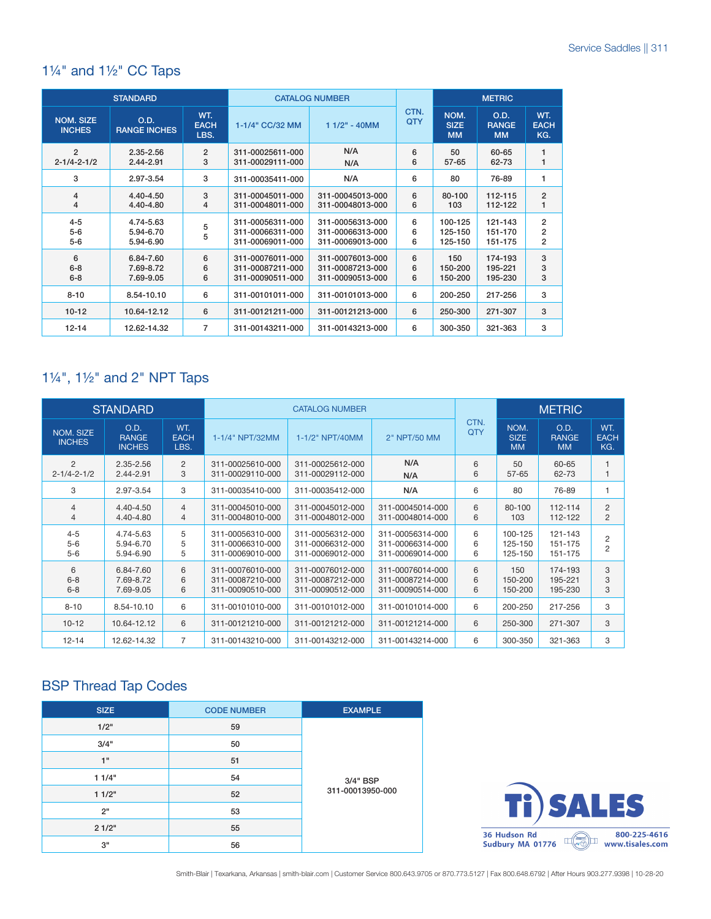## 1¼" and 1½" CC Taps

| STANDARD | | | CATALOG NUMBER | | CTN. QTY | METRIC | | |
|---|---|---|---|---|---|---|---|---|
| NOM. SIZE INCHES | O.D. RANGE INCHES | WT. EACH LBS. | 1-1/4" CC/32 MM | 1 1/2" - 40MM | | NOM. SIZE MM | O.D. RANGE MM | WT. EACH KG. |
| 2<br>2-1/4-2-1/2 | 2.35-2.56<br>2.44-2.91 | 2<br>3 | 311-00025611-000<br>311-00029111-000 | N/A<br>N/A | 6<br>6 | 50<br>57-65 | 60-65<br>62-73 | 1<br>1 |
| 3 | 2.97-3.54 | 3 | 311-00035411-000 | N/A | 6 | 80 | 76-89 | 1 |
| 4<br>4 | 4.40-4.50<br>4.40-4.80 | 3<br>4 | 311-00045011-000<br>311-00048011-000 | 311-00045013-000<br>311-00048013-000 | 6<br>6 | 80-100<br>103 | 112-115<br>112-122 | 2<br>1 |
| 4-5<br>5-6<br>5-6 | 4.74-5.63<br>5.94-6.70<br>5.94-6.90 | 5<br>5 | 311-00056311-000<br>311-00066311-000<br>311-00069011-000 | 311-00056313-000<br>311-00066313-000<br>311-00069013-000 | 6<br>6<br>6 | 100-125<br>125-150<br>125-150 | 121-143<br>151-170<br>151-175 | 2<br>2<br>2 |
| 6<br>6-8<br>6-8 | 6.84-7.60<br>7.69-8.72<br>7.69-9.05 | 6<br>6<br>6 | 311-00076011-000<br>311-00087211-000<br>311-00090511-000 | 311-00076013-000<br>311-00087213-000<br>311-00090513-000 | 6<br>6<br>6 | 150<br>150-200<br>150-200 | 174-193<br>195-221<br>195-230 | 3<br>3<br>3 |
| 8-10 | 8.54-10.10 | 6 | 311-00101011-000 | 311-00101013-000 | 6 | 200-250 | 217-256 | 3 |
| 10-12 | 10.64-12.12 | 6 | 311-00121211-000 | 311-00121213-000 | 6 | 250-300 | 271-307 | 3 |
| 12-14 | 12.62-14.32 | 7 | 311-00143211-000 | 311-00143213-000 | 6 | 300-350 | 321-363 | 3 |

## 1¼", 1½" and 2" NPT Taps

| STANDARD | | | CATALOG NUMBER | | | CTN. QTY | METRIC | | |
|---|---|---|---|---|---|---|---|---|---|
| NOM. SIZE INCHES | O.D. RANGE INCHES | WT. EACH LBS. | 1-1/4" NPT/32MM | 1-1/2" NPT/40MM | 2" NPT/50 MM | | NOM. SIZE MM | O.D. RANGE MM | WT. EACH KG. |
| 2<br>2-1/4-2-1/2 | 2.35-2.56<br>2.44-2.91 | 2<br>3 | 311-00025610-000<br>311-00029110-000 | 311-00025612-000<br>311-00029112-000 | N/A<br>N/A | 6<br>6 | 50<br>57-65 | 60-65<br>62-73 | 1<br>1 |
| 3 | 2.97-3.54 | 3 | 311-00035410-000 | 311-00035412-000 | N/A | 6 | 80 | 76-89 | 1 |
| 4<br>4 | 4.40-4.50<br>4.40-4.80 | 4<br>4 | 311-00045010-000<br>311-00048010-000 | 311-00045012-000<br>311-00048012-000 | 311-00045014-000<br>311-00048014-000 | 6<br>6 | 80-100<br>103 | 112-114<br>112-122 | 2<br>2 |
| 4-5<br>5-6<br>5-6 | 4.74-5.63<br>5.94-6.70<br>5.94-6.90 | 5<br>5<br>5 | 311-00056310-000<br>311-00066310-000<br>311-00069010-000 | 311-00056312-000<br>311-00066312-000<br>311-00069012-000 | 311-00056314-000<br>311-00066314-000<br>311-00069014-000 | 6<br>6<br>6 | 100-125<br>125-150<br>125-150 | 121-143<br>151-175<br>151-175 | 2<br>2 |
| 6<br>6-8<br>6-8 | 6.84-7.60<br>7.69-8.72<br>7.69-9.05 | 6<br>6<br>6 | 311-00076010-000<br>311-00087210-000<br>311-00090510-000 | 311-00076012-000<br>311-00087212-000<br>311-00090512-000 | 311-00076014-000<br>311-00087214-000<br>311-00090514-000 | 6<br>6<br>6 | 150<br>150-200<br>150-200 | 174-193<br>195-221<br>195-230 | 3<br>3<br>3 |
| 8-10 | 8.54-10.10 | 6 | 311-00101010-000 | 311-00101012-000 | 311-00101014-000 | 6 | 200-250 | 217-256 | 3 |
| 10-12 | 10.64-12.12 | 6 | 311-00121210-000 | 311-00121212-000 | 311-00121214-000 | 6 | 250-300 | 271-307 | 3 |
| 12-14 | 12.62-14.32 | 7 | 311-00143210-000 | 311-00143212-000 | 311-00143214-000 | 6 | 300-350 | 321-363 | 3 |

## BSP Thread Tap Codes

| SIZE | CODE NUMBER | EXAMPLE |
|---|---|---|
| 1/2" | 59 | 3/4" BSP<br>311-00013950-000 |
| 3/4" | 50 | |
| 1" | 51 | |
| 1 1/4" | 54 | |
| 1 1/2" | 52 | |
| 2" | 53 | |
| 2 1/2" | 55 | |
| 3" | 56 | |

Ti SALES
36 Hudson Rd
Sudbury MA 01776
800-225-4616
www.tisales.com

Smith-Blair | Texarkana, Arkansas | smith-blair.com | Customer Service 800.643.9705 or 870.773.5127 | Fax 800.648.6792 | After Hours 903.277.9398 | 10-28-20